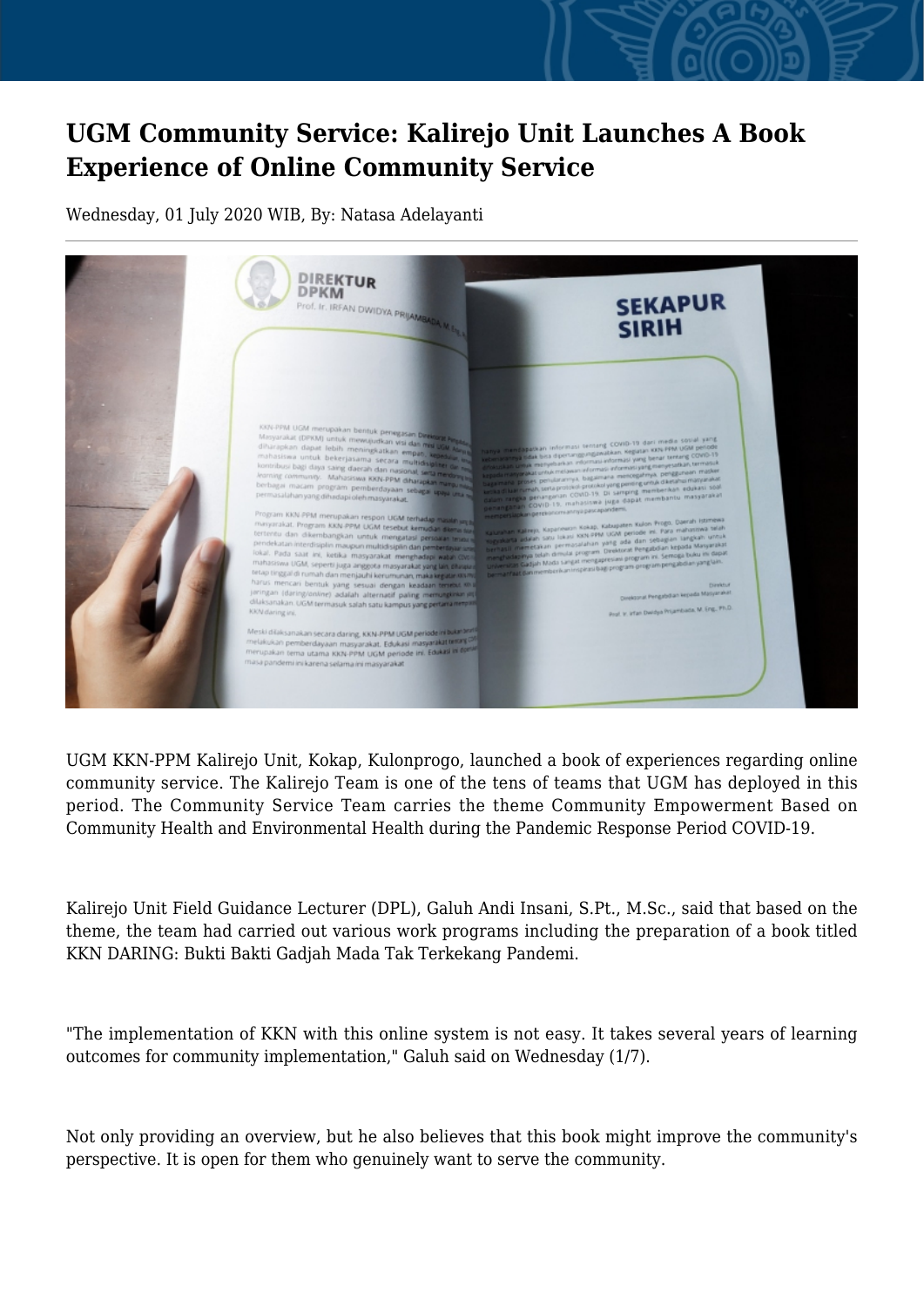# UGM Community Service: Kalirejo Unit Launches A Book Experience of Online Community Service

Wednesday, 01 July 2020 WIB, By: Natasa Adelayanti

UGM KKN-PPM Kalirejo Unit, Kokap, Kulonprogo, launched a book of experiences regarding online community service. The Kalirejo Team is one of the tens of teams that UGM has deployed in this period. The Community Service Team carries the theme Community Empowerment Based on Community Health and Environmental Health during the Pandemic Response Period COVID-19.

Kalirejo Unit Field Guidance Lecturer (DPL), Galuh Andi Insani, S.Pt., M.Sc., said that based on the theme, the team had carried out various work programs including the preparation of a book titled KKN DARING: Bukti Bakti Gadjah Mada Tak Terkekang Pandemi.

"The implementation of KKN with this online system is not easy. It takes several years of learning outcomes for community implementation," Galuh said on Wednesday (1/7).

Not only providing an overview, but he also believes that this book might improve the community's perspective. It is open for them who genuinely want to serve the community.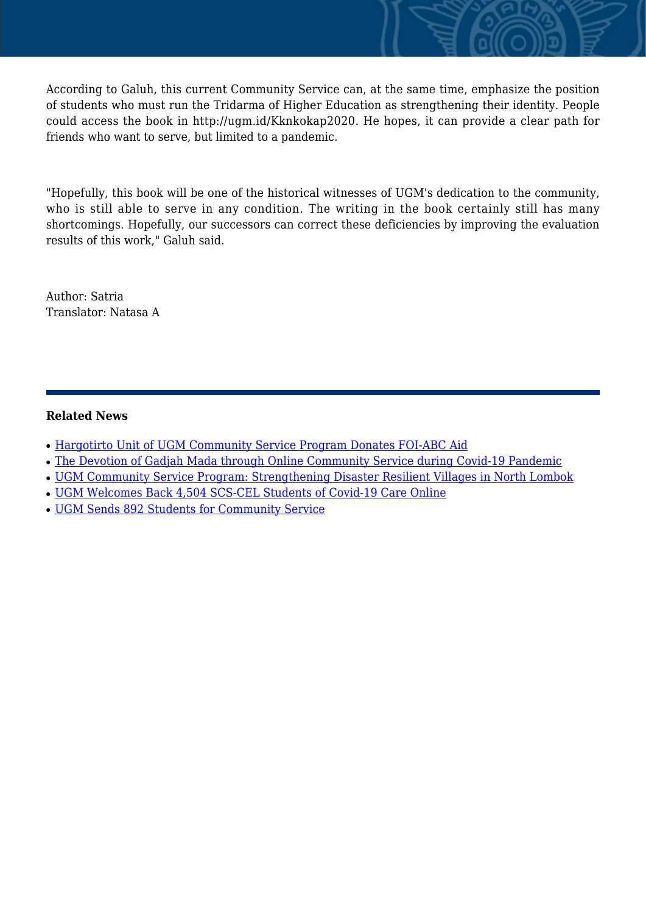According to Galuh, this current Community Service can, at the same time, emphasize the position of students who must run the Tridarma of Higher Education as strengthening their identity. People could access the book in http://ugm.id/Kknkokap2020. He hopes, it can provide a clear path for friends who want to serve, but limited to a pandemic.

"Hopefully, this book will be one of the historical witnesses of UGM's dedication to the community, who is still able to serve in any condition. The writing in the book certainly still has many shortcomings. Hopefully, our successors can correct these deficiencies by improving the evaluation results of this work," Galuh said.

Author: Satria
Translator: Natasa A

---

**Related News**

- Hargotirto Unit of UGM Community Service Program Donates FOI-ABC Aid
- The Devotion of Gadjah Mada through Online Community Service during Covid-19 Pandemic
- UGM Community Service Program: Strengthening Disaster Resilient Villages in North Lombok
- UGM Welcomes Back 4,504 SCS-CEL Students of Covid-19 Care Online
- UGM Sends 892 Students for Community Service